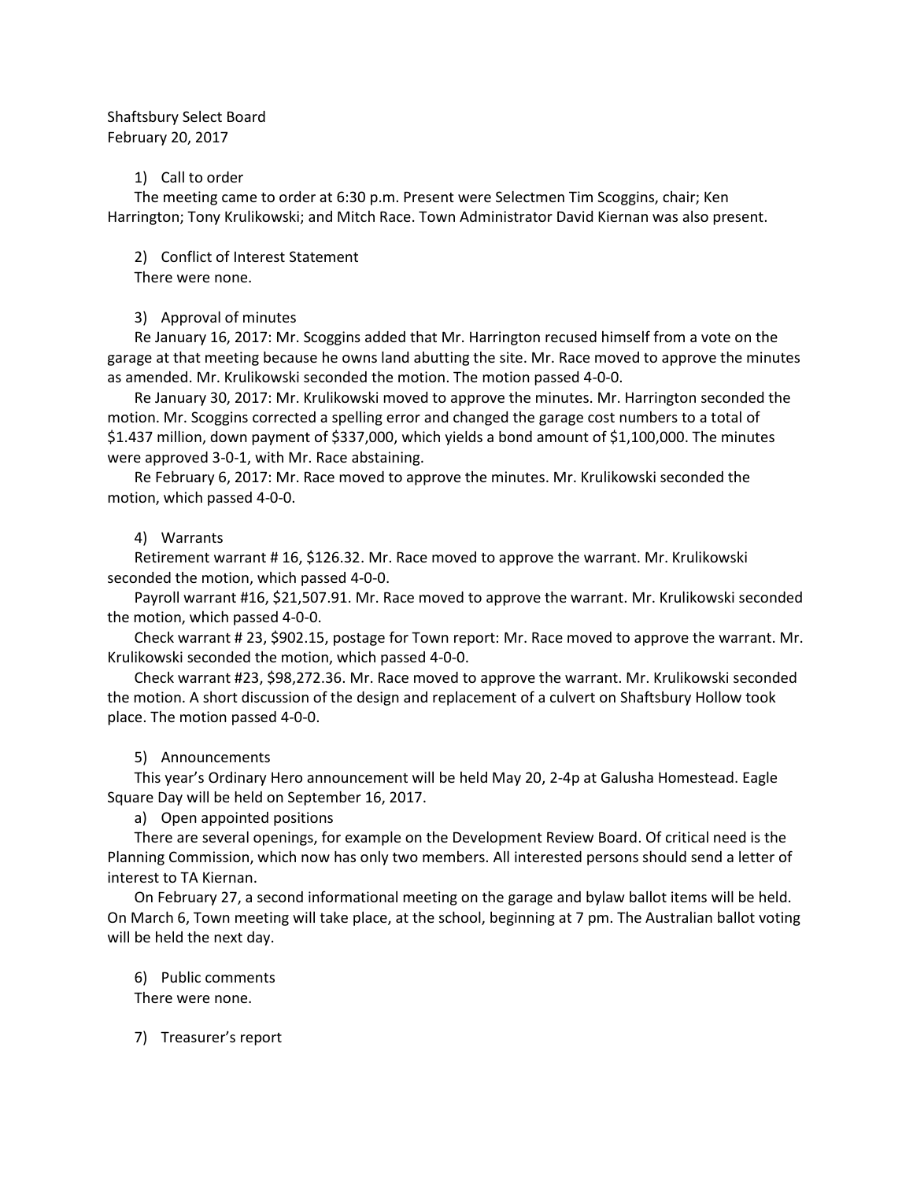Shaftsbury Select Board
February 20, 2017

1) Call to order

The meeting came to order at 6:30 p.m. Present were Selectmen Tim Scoggins, chair; Ken Harrington; Tony Krulikowski; and Mitch Race. Town Administrator David Kiernan was also present.

2) Conflict of Interest Statement

There were none.

3) Approval of minutes

Re January 16, 2017: Mr. Scoggins added that Mr. Harrington recused himself from a vote on the garage at that meeting because he owns land abutting the site. Mr. Race moved to approve the minutes as amended. Mr. Krulikowski seconded the motion. The motion passed 4-0-0.

Re January 30, 2017: Mr. Krulikowski moved to approve the minutes. Mr. Harrington seconded the motion. Mr. Scoggins corrected a spelling error and changed the garage cost numbers to a total of $1.437 million, down payment of $337,000, which yields a bond amount of $1,100,000. The minutes were approved 3-0-1, with Mr. Race abstaining.

Re February 6, 2017: Mr. Race moved to approve the minutes. Mr. Krulikowski seconded the motion, which passed 4-0-0.

4) Warrants

Retirement warrant # 16, $126.32. Mr. Race moved to approve the warrant. Mr. Krulikowski seconded the motion, which passed 4-0-0.

Payroll warrant #16, $21,507.91. Mr. Race moved to approve the warrant. Mr. Krulikowski seconded the motion, which passed 4-0-0.

Check warrant # 23, $902.15, postage for Town report: Mr. Race moved to approve the warrant. Mr. Krulikowski seconded the motion, which passed 4-0-0.

Check warrant #23, $98,272.36. Mr. Race moved to approve the warrant. Mr. Krulikowski seconded the motion. A short discussion of the design and replacement of a culvert on Shaftsbury Hollow took place. The motion passed 4-0-0.

5) Announcements

This year's Ordinary Hero announcement will be held May 20, 2-4p at Galusha Homestead. Eagle Square Day will be held on September 16, 2017.

a) Open appointed positions

There are several openings, for example on the Development Review Board. Of critical need is the Planning Commission, which now has only two members. All interested persons should send a letter of interest to TA Kiernan.

On February 27, a second informational meeting on the garage and bylaw ballot items will be held. On March 6, Town meeting will take place, at the school, beginning at 7 pm. The Australian ballot voting will be held the next day.

6) Public comments

There were none.

7) Treasurer's report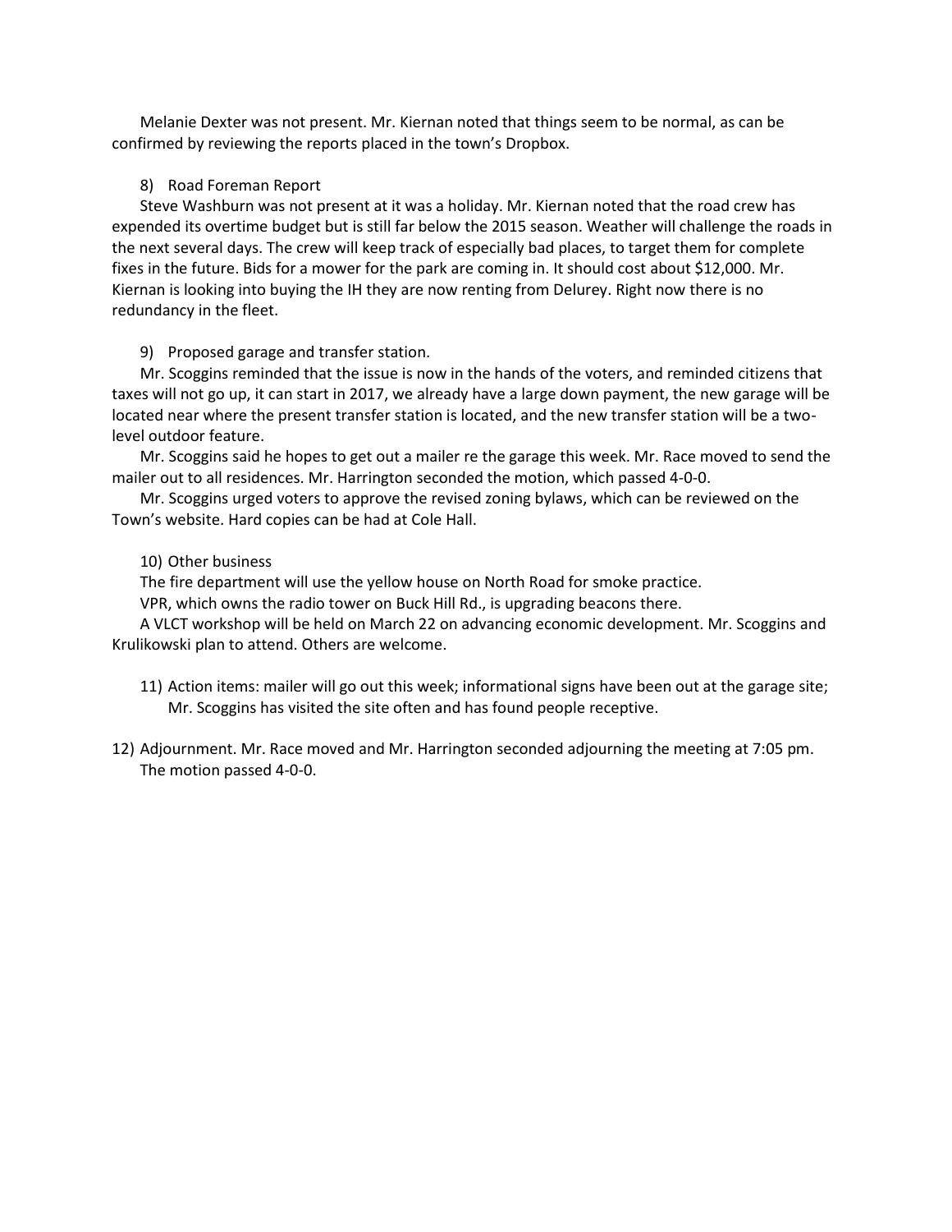Melanie Dexter was not present. Mr. Kiernan noted that things seem to be normal, as can be confirmed by reviewing the reports placed in the town's Dropbox.

8) Road Foreman Report

Steve Washburn was not present at it was a holiday. Mr. Kiernan noted that the road crew has expended its overtime budget but is still far below the 2015 season. Weather will challenge the roads in the next several days. The crew will keep track of especially bad places, to target them for complete fixes in the future. Bids for a mower for the park are coming in. It should cost about $12,000. Mr. Kiernan is looking into buying the IH they are now renting from Delurey. Right now there is no redundancy in the fleet.

9) Proposed garage and transfer station.

Mr. Scoggins reminded that the issue is now in the hands of the voters, and reminded citizens that taxes will not go up, it can start in 2017, we already have a large down payment, the new garage will be located near where the present transfer station is located, and the new transfer station will be a two-level outdoor feature.

Mr. Scoggins said he hopes to get out a mailer re the garage this week. Mr. Race moved to send the mailer out to all residences. Mr. Harrington seconded the motion, which passed 4-0-0.

Mr. Scoggins urged voters to approve the revised zoning bylaws, which can be reviewed on the Town's website. Hard copies can be had at Cole Hall.

10) Other business

The fire department will use the yellow house on North Road for smoke practice.

VPR, which owns the radio tower on Buck Hill Rd., is upgrading beacons there.

A VLCT workshop will be held on March 22 on advancing economic development. Mr. Scoggins and Krulikowski plan to attend. Others are welcome.

11) Action items: mailer will go out this week; informational signs have been out at the garage site; Mr. Scoggins has visited the site often and has found people receptive.

12) Adjournment. Mr. Race moved and Mr. Harrington seconded adjourning the meeting at 7:05 pm. The motion passed 4-0-0.